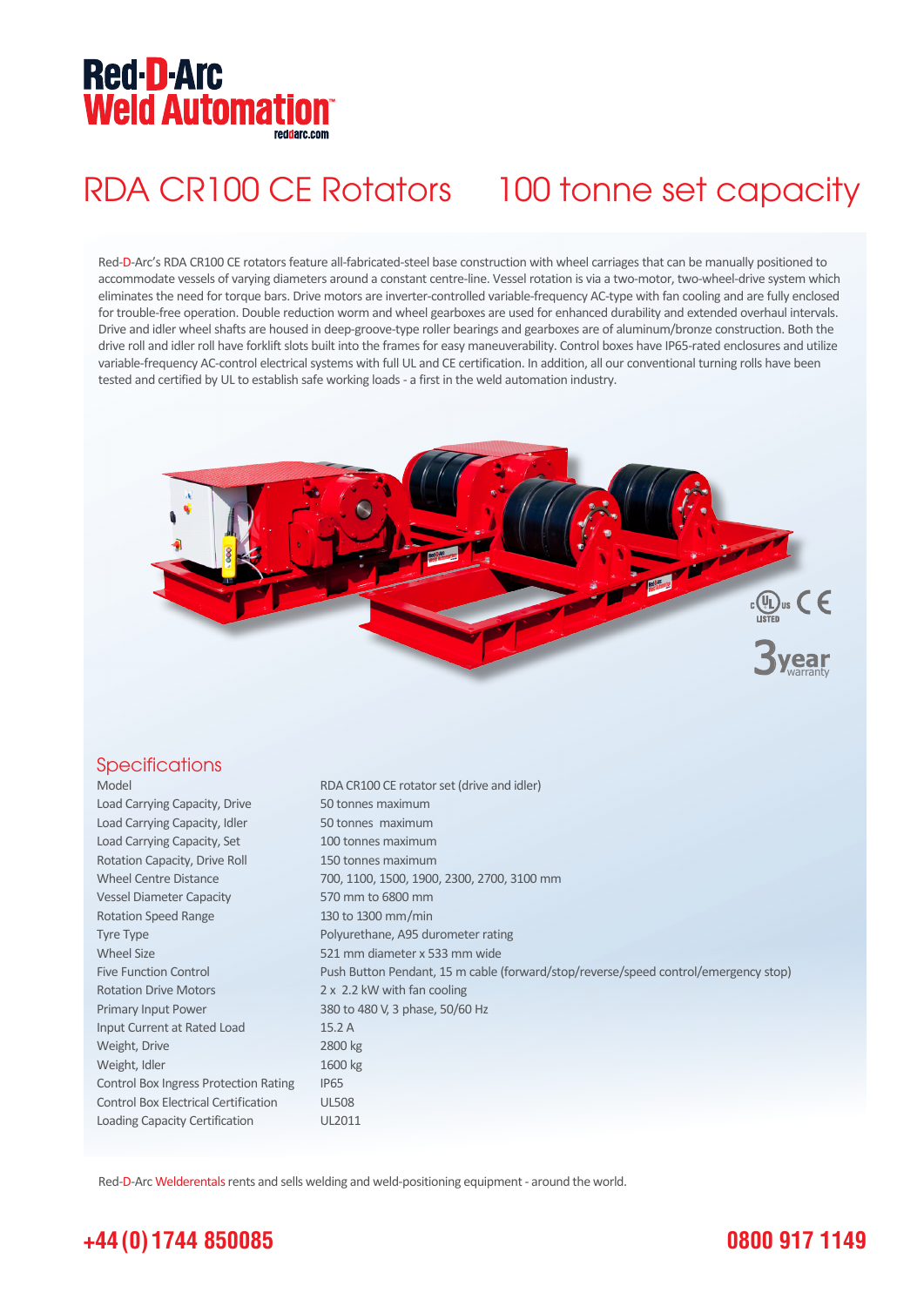# Red-D-Arc Weld Automation

reddarc.com

# RDA CR100 CE Rotators 100 tonne set capacity

Red-D-Arc's RDA CR100 CE rotators feature all-fabricated-steel base construction with wheel carriages that can be manually positioned to accommodate vessels of varying diameters around a constant centre-line. Vessel rotation is via a two-motor, two-wheel-drive system which eliminates the need for torque bars. Drive motors are inverter-controlled variable-frequency AC-type with fan cooling and are fully enclosed for trouble-free operation. Double reduction worm and wheel gearboxes are used for enhanced durability and extended overhaul intervals. Drive and idler wheel shafts are housed in deep-groove-type roller bearings and gearboxes are of aluminum/bronze construction. Both the drive roll and idler roll have forklift slots built into the frames for easy maneuverability. Control boxes have IP65-rated enclosures and utilize variable-frequency AC-control electrical systems with full UL and CE certification. In addition, all our conventional turning rolls have been tested and certified by UL to establish safe working loads - a first in the weld automation industry.

c UL us LISTED CE

3 year warranty

## Specifications

| | |
|---|---|
| Model | RDA CR100 CE rotator set (drive and idler) |
| Load Carrying Capacity, Drive | 50 tonnes maximum |
| Load Carrying Capacity, Idler | 50 tonnes maximum |
| Load Carrying Capacity, Set | 100 tonnes maximum |
| Rotation Capacity, Drive Roll | 150 tonnes maximum |
| Wheel Centre Distance | 700, 1100, 1500, 1900, 2300, 2700, 3100 mm |
| Vessel Diameter Capacity | 570 mm to 6800 mm |
| Rotation Speed Range | 130 to 1300 mm/min |
| Tyre Type | Polyurethane, A95 durometer rating |
| Wheel Size | 521 mm diameter x 533 mm wide |
| Five Function Control | Push Button Pendant, 15 m cable (forward/stop/reverse/speed control/emergency stop) |
| Rotation Drive Motors | 2 x 2.2 kW with fan cooling |
| Primary Input Power | 380 to 480 V, 3 phase, 50/60 Hz |
| Input Current at Rated Load | 15.2 A |
| Weight, Drive | 2800 kg |
| Weight, Idler | 1600 kg |
| Control Box Ingress Protection Rating | IP65 |
| Control Box Electrical Certification | UL508 |
| Loading Capacity Certification | UL2011 |

Red-D-Arc Welderentals rents and sells welding and weld-positioning equipment - around the world.

**+44 (0) 1744 850085** **0800 917 1149**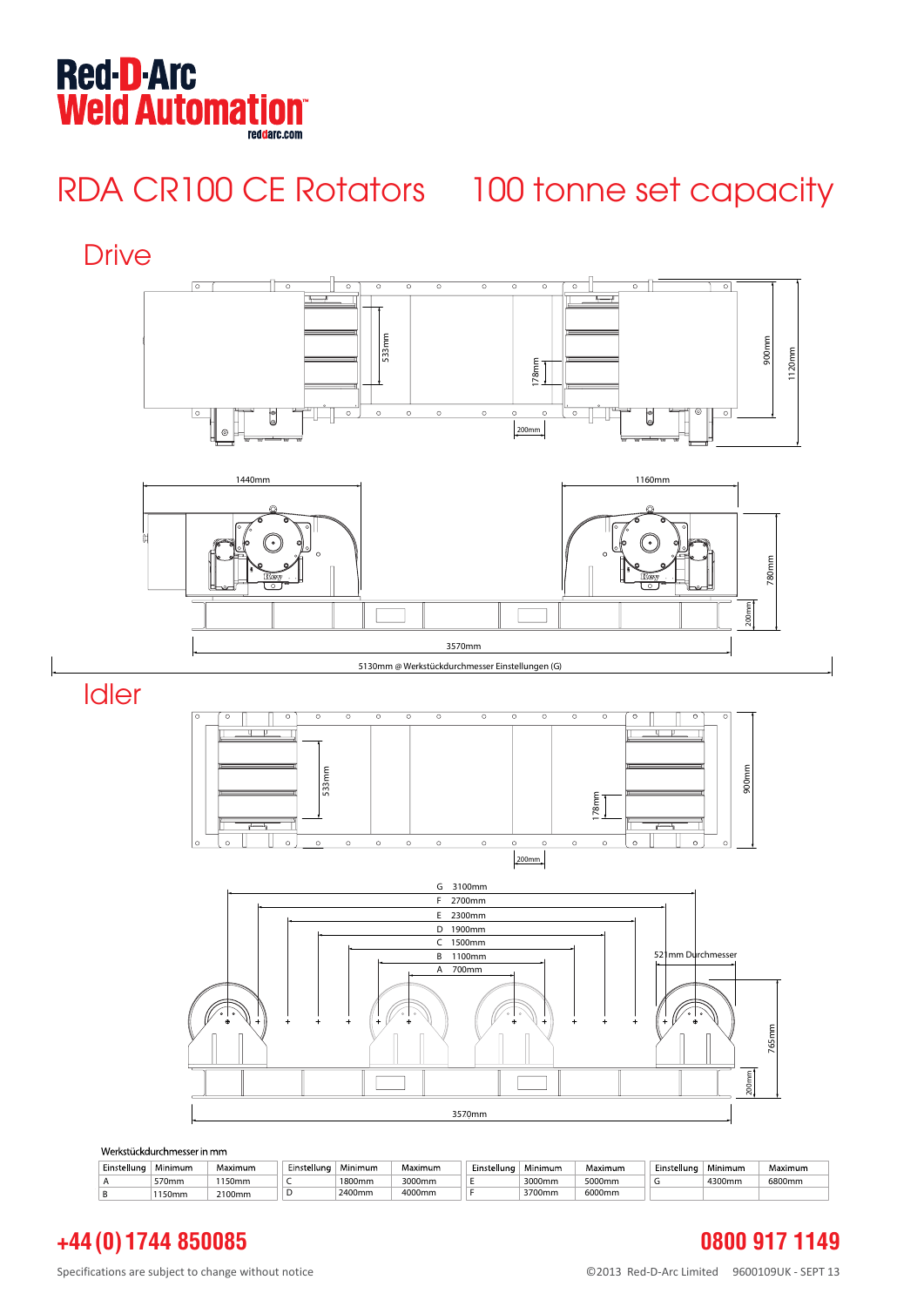Red-D-Arc
Weld Automation
reddarc.com

# RDA CR100 CE Rotators 100 tonne set capacity

## Drive

533mm
178mm
200mm
900mm
1120mm
1440mm
1160mm
780mm
200mm
3570mm
5130mm @ Werkstückdurchmesser Einstellungen (G)

## Idler

533mm
178mm
200mm
900mm
G 3100mm
F 2700mm
E 2300mm
D 1900mm
C 1500mm
B 1100mm
A 700mm
521mm Durchmesser
765mm
200mm
3570mm

Werkstückdurchmesser in mm

| Einstellung | Minimum | Maximum | Einstellung | Minimum | Maximum | Einstellung | Minimum | Maximum | Einstellung | Minimum | Maximum |
|---|---|---|---|---|---|---|---|---|---|---|---|
| A | 570mm | 1150mm | C | 1800mm | 3000mm | E | 3000mm | 5000mm | G | 4300mm | 6800mm |
| B | 1150mm | 2100mm | D | 2400mm | 4000mm | F | 3700mm | 6000mm | | | |

**+44 (0) 1744 850085**

**0800 917 1149**

Specifications are subject to change without notice

©2013 Red-D-Arc Limited 9600109UK - SEPT 13